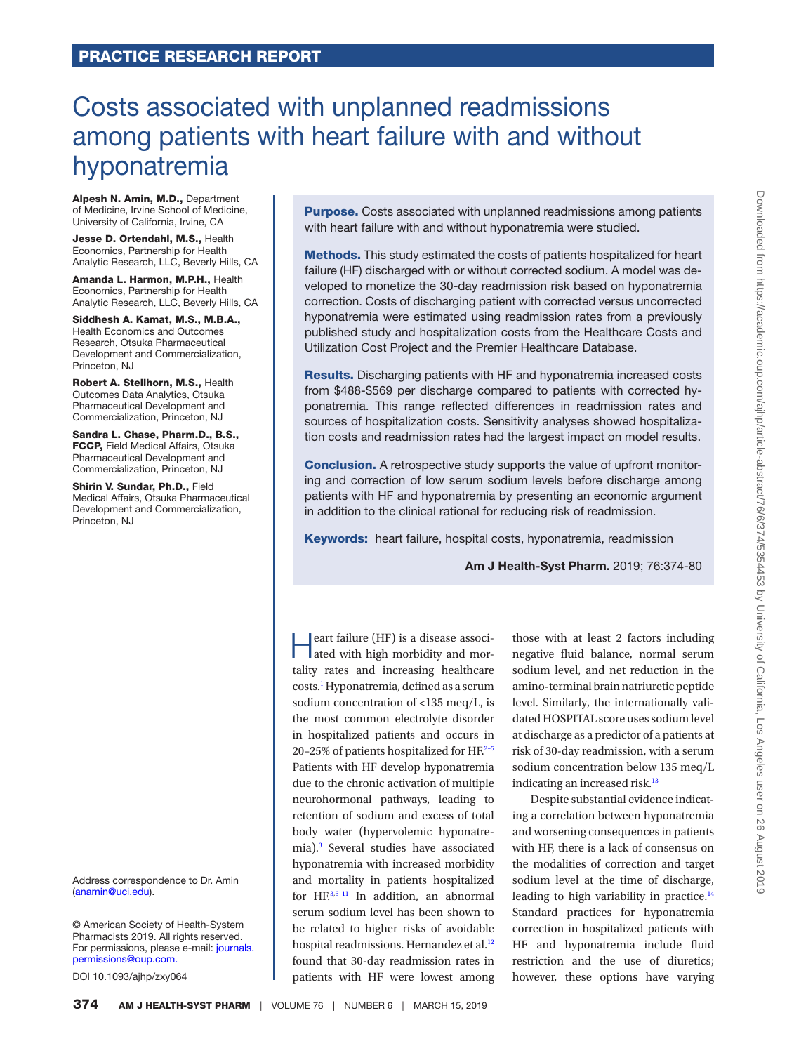PRACTICE RESEARCH REPORT

# Costs associated with unplanned readmissions among patients with heart failure with and without hyponatremia

**Alpesh N. Amin, M.D.,** Department of Medicine, Irvine School of Medicine, University of California, Irvine, CA

**Jesse D. Ortendahl, M.S.,** Health Economics, Partnership for Health Analytic Research, LLC, Beverly Hills, CA

**Amanda L. Harmon, M.P.H.,** Health Economics, Partnership for Health Analytic Research, LLC, Beverly Hills, CA

**Siddhesh A. Kamat, M.S., M.B.A.,** Health Economics and Outcomes Research, Otsuka Pharmaceutical Development and Commercialization, Princeton, NJ

**Robert A. Stellhorn, M.S.,** Health Outcomes Data Analytics, Otsuka Pharmaceutical Development and Commercialization, Princeton, NJ

**Sandra L. Chase, Pharm.D., B.S., FCCP,** Field Medical Affairs, Otsuka Pharmaceutical Development and Commercialization, Princeton, NJ

**Shirin V. Sundar, Ph.D.,** Field Medical Affairs, Otsuka Pharmaceutical Development and Commercialization, Princeton, NJ

Address correspondence to Dr. Amin (anamin@uci.edu).

© American Society of Health-System Pharmacists 2019. All rights reserved. For permissions, please e-mail: journals.permissions@oup.com.

DOI 10.1093/ajhp/zxy064

**Purpose.** Costs associated with unplanned readmissions among patients with heart failure with and without hyponatremia were studied.

**Methods.** This study estimated the costs of patients hospitalized for heart failure (HF) discharged with or without corrected sodium. A model was developed to monetize the 30-day readmission risk based on hyponatremia correction. Costs of discharging patient with corrected versus uncorrected hyponatremia were estimated using readmission rates from a previously published study and hospitalization costs from the Healthcare Costs and Utilization Cost Project and the Premier Healthcare Database.

**Results.** Discharging patients with HF and hyponatremia increased costs from $488-$569 per discharge compared to patients with corrected hyponatremia. This range reflected differences in readmission rates and sources of hospitalization costs. Sensitivity analyses showed hospitalization costs and readmission rates had the largest impact on model results.

**Conclusion.** A retrospective study supports the value of upfront monitoring and correction of low serum sodium levels before discharge among patients with HF and hyponatremia by presenting an economic argument in addition to the clinical rational for reducing risk of readmission.

**Keywords:** heart failure, hospital costs, hyponatremia, readmission

**Am J Health-Syst Pharm.** 2019; 76:374-80

Heart failure (HF) is a disease associated with high morbidity and mortality rates and increasing healthcare costs.[1] Hyponatremia, defined as a serum sodium concentration of <135 meq/L, is the most common electrolyte disorder in hospitalized patients and occurs in 20–25% of patients hospitalized for HF.[2–5] Patients with HF develop hyponatremia due to the chronic activation of multiple neurohormonal pathways, leading to retention of sodium and excess of total body water (hypervolemic hyponatremia).[3] Several studies have associated hyponatremia with increased morbidity and mortality in patients hospitalized for HF.[3,6–11] In addition, an abnormal serum sodium level has been shown to be related to higher risks of avoidable hospital readmissions. Hernandez et al.[12] found that 30-day readmission rates in patients with HF were lowest among those with at least 2 factors including negative fluid balance, normal serum sodium level, and net reduction in the amino-terminal brain natriuretic peptide level. Similarly, the internationally validated HOSPITAL score uses sodium level at discharge as a predictor of a patients at risk of 30-day readmission, with a serum sodium concentration below 135 meq/L indicating an increased risk.[13]

Despite substantial evidence indicating a correlation between hyponatremia and worsening consequences in patients with HF, there is a lack of consensus on the modalities of correction and target sodium level at the time of discharge, leading to high variability in practice.[14] Standard practices for hyponatremia correction in hospitalized patients with HF and hyponatremia include fluid restriction and the use of diuretics; however, these options have varying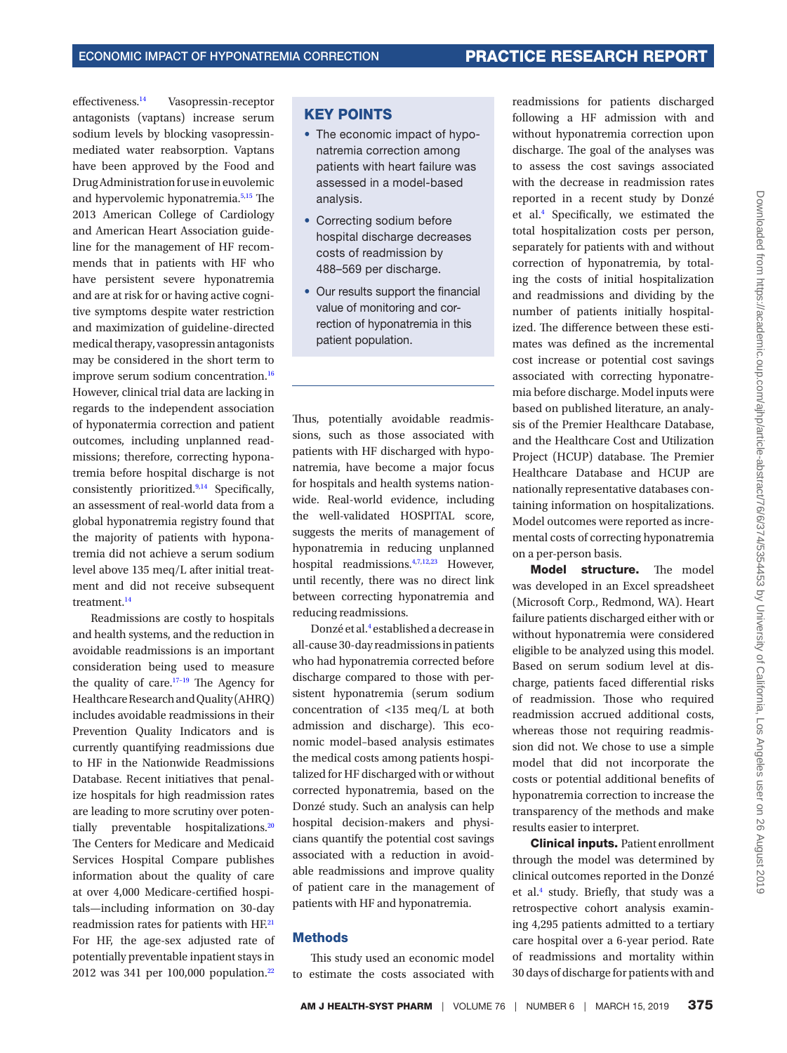effectiveness.[14] Vasopressin-receptor antagonists (vaptans) increase serum sodium levels by blocking vasopressin-mediated water reabsorption. Vaptans have been approved by the Food and Drug Administration for use in euvolemic and hypervolemic hyponatremia.[5,15] The 2013 American College of Cardiology and American Heart Association guideline for the management of HF recommends that in patients with HF who have persistent severe hyponatremia and are at risk for or having active cognitive symptoms despite water restriction and maximization of guideline-directed medical therapy, vasopressin antagonists may be considered in the short term to improve serum sodium concentration.[16] However, clinical trial data are lacking in regards to the independent association of hyponatermia correction and patient outcomes, including unplanned readmissions; therefore, correcting hyponatremia before hospital discharge is not consistently prioritized.[9,14] Specifically, an assessment of real-world data from a global hyponatremia registry found that the majority of patients with hyponatremia did not achieve a serum sodium level above 135 meq/L after initial treatment and did not receive subsequent treatment.[14]

Readmissions are costly to hospitals and health systems, and the reduction in avoidable readmissions is an important consideration being used to measure the quality of care.[17–19] The Agency for Healthcare Research and Quality (AHRQ) includes avoidable readmissions in their Prevention Quality Indicators and is currently quantifying readmissions due to HF in the Nationwide Readmissions Database. Recent initiatives that penalize hospitals for high readmission rates are leading to more scrutiny over potentially preventable hospitalizations.[20] The Centers for Medicare and Medicaid Services Hospital Compare publishes information about the quality of care at over 4,000 Medicare-certified hospitals—including information on 30-day readmission rates for patients with HF.[21] For HF, the age-sex adjusted rate of potentially preventable inpatient stays in 2012 was 341 per 100,000 population.[22]

> **KEY POINTS**
>
> - The economic impact of hyponatremia correction among patients with heart failure was assessed in a model-based analysis.
> - Correcting sodium before hospital discharge decreases costs of readmission by 488–569 per discharge.
> - Our results support the financial value of monitoring and correction of hyponatremia in this patient population.

Thus, potentially avoidable readmissions, such as those associated with patients with HF discharged with hyponatremia, have become a major focus for hospitals and health systems nationwide. Real-world evidence, including the well-validated HOSPITAL score, suggests the merits of management of hyponatremia in reducing unplanned hospital readmissions.[4,7,12,23] However, until recently, there was no direct link between correcting hyponatremia and reducing readmissions.

Donzé et al.[4] established a decrease in all-cause 30-day readmissions in patients who had hyponatremia corrected before discharge compared to those with persistent hyponatremia (serum sodium concentration of <135 meq/L at both admission and discharge). This economic model–based analysis estimates the medical costs among patients hospitalized for HF discharged with or without corrected hyponatremia, based on the Donzé study. Such an analysis can help hospital decision-makers and physicians quantify the potential cost savings associated with a reduction in avoidable readmissions and improve quality of patient care in the management of patients with HF and hyponatremia.

## Methods

This study used an economic model to estimate the costs associated with readmissions for patients discharged following a HF admission with and without hyponatremia correction upon discharge. The goal of the analyses was to assess the cost savings associated with the decrease in readmission rates reported in a recent study by Donzé et al.[4] Specifically, we estimated the total hospitalization costs per person, separately for patients with and without correction of hyponatremia, by totaling the costs of initial hospitalization and readmissions and dividing by the number of patients initially hospitalized. The difference between these estimates was defined as the incremental cost increase or potential cost savings associated with correcting hyponatremia before discharge. Model inputs were based on published literature, an analysis of the Premier Healthcare Database, and the Healthcare Cost and Utilization Project (HCUP) database. The Premier Healthcare Database and HCUP are nationally representative databases containing information on hospitalizations. Model outcomes were reported as incremental costs of correcting hyponatremia on a per-person basis.

**Model structure.** The model was developed in an Excel spreadsheet (Microsoft Corp., Redmond, WA). Heart failure patients discharged either with or without hyponatremia were considered eligible to be analyzed using this model. Based on serum sodium level at discharge, patients faced differential risks of readmission. Those who required readmission accrued additional costs, whereas those not requiring readmission did not. We chose to use a simple model that did not incorporate the costs or potential additional benefits of hyponatremia correction to increase the transparency of the methods and make results easier to interpret.

**Clinical inputs.** Patient enrollment through the model was determined by clinical outcomes reported in the Donzé et al.[4] study. Briefly, that study was a retrospective cohort analysis examining 4,295 patients admitted to a tertiary care hospital over a 6-year period. Rate of readmissions and mortality within 30 days of discharge for patients with and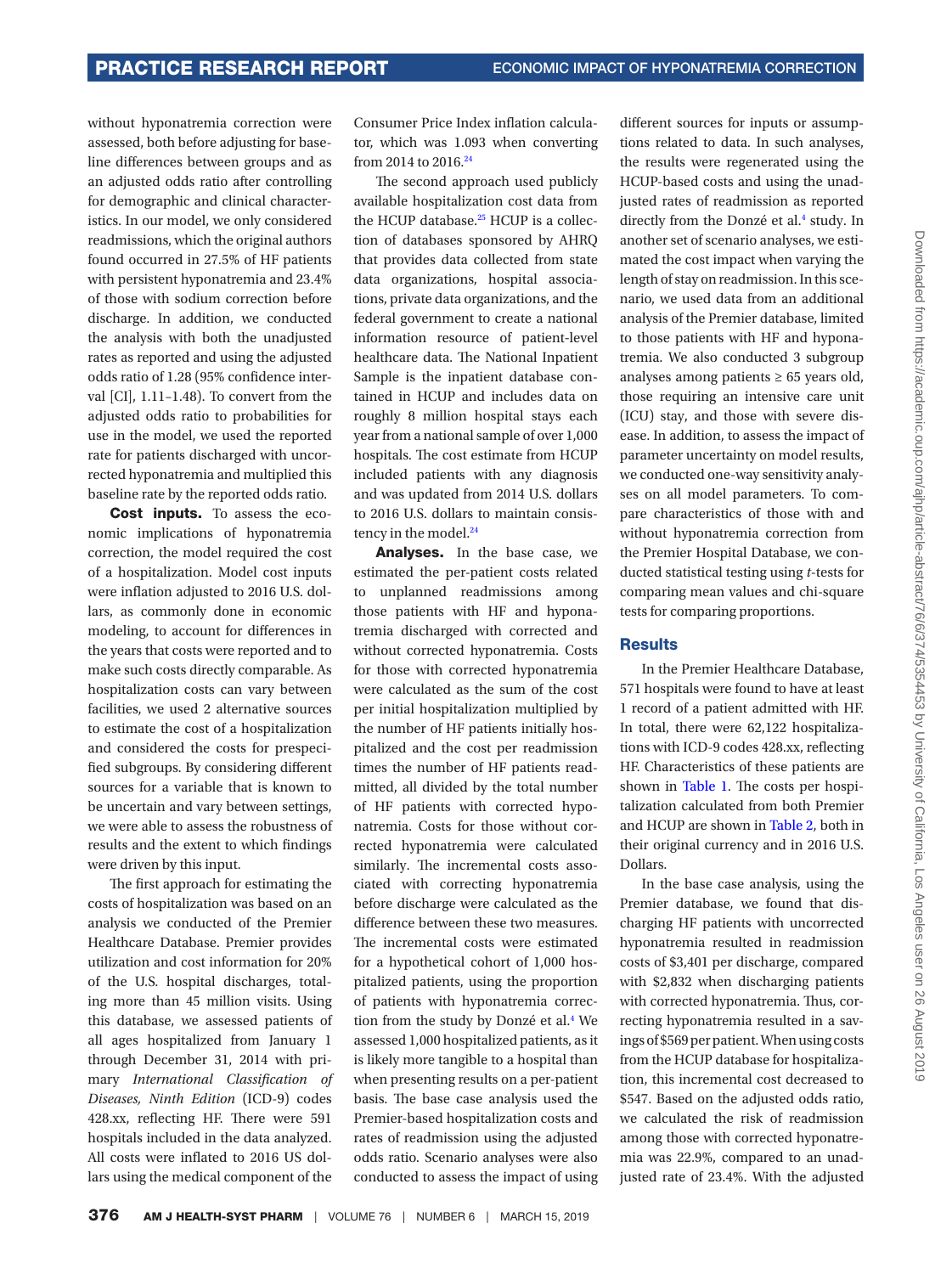without hyponatremia correction were assessed, both before adjusting for baseline differences between groups and as an adjusted odds ratio after controlling for demographic and clinical characteristics. In our model, we only considered readmissions, which the original authors found occurred in 27.5% of HF patients with persistent hyponatremia and 23.4% of those with sodium correction before discharge. In addition, we conducted the analysis with both the unadjusted rates as reported and using the adjusted odds ratio of 1.28 (95% confidence interval [CI], 1.11–1.48). To convert from the adjusted odds ratio to probabilities for use in the model, we used the reported rate for patients discharged with uncorrected hyponatremia and multiplied this baseline rate by the reported odds ratio.

**Cost inputs.** To assess the economic implications of hyponatremia correction, the model required the cost of a hospitalization. Model cost inputs were inflation adjusted to 2016 U.S. dollars, as commonly done in economic modeling, to account for differences in the years that costs were reported and to make such costs directly comparable. As hospitalization costs can vary between facilities, we used 2 alternative sources to estimate the cost of a hospitalization and considered the costs for prespecified subgroups. By considering different sources for a variable that is known to be uncertain and vary between settings, we were able to assess the robustness of results and the extent to which findings were driven by this input.

The first approach for estimating the costs of hospitalization was based on an analysis we conducted of the Premier Healthcare Database. Premier provides utilization and cost information for 20% of the U.S. hospital discharges, totaling more than 45 million visits. Using this database, we assessed patients of all ages hospitalized from January 1 through December 31, 2014 with primary *International Classification of Diseases, Ninth Edition* (ICD-9) codes 428.xx, reflecting HF. There were 591 hospitals included in the data analyzed. All costs were inflated to 2016 US dollars using the medical component of the Consumer Price Index inflation calculator, which was 1.093 when converting from 2014 to 2016.[24]

The second approach used publicly available hospitalization cost data from the HCUP database.[25] HCUP is a collection of databases sponsored by AHRQ that provides data collected from state data organizations, hospital associations, private data organizations, and the federal government to create a national information resource of patient-level healthcare data. The National Inpatient Sample is the inpatient database contained in HCUP and includes data on roughly 8 million hospital stays each year from a national sample of over 1,000 hospitals. The cost estimate from HCUP included patients with any diagnosis and was updated from 2014 U.S. dollars to 2016 U.S. dollars to maintain consistency in the model.[24]

**Analyses.** In the base case, we estimated the per-patient costs related to unplanned readmissions among those patients with HF and hyponatremia discharged with corrected and without corrected hyponatremia. Costs for those with corrected hyponatremia were calculated as the sum of the cost per initial hospitalization multiplied by the number of HF patients initially hospitalized and the cost per readmission times the number of HF patients readmitted, all divided by the total number of HF patients with corrected hyponatremia. Costs for those without corrected hyponatremia were calculated similarly. The incremental costs associated with correcting hyponatremia before discharge were calculated as the difference between these two measures. The incremental costs were estimated for a hypothetical cohort of 1,000 hospitalized patients, using the proportion of patients with hyponatremia correction from the study by Donzé et al.[4] We assessed 1,000 hospitalized patients, as it is likely more tangible to a hospital than when presenting results on a per-patient basis. The base case analysis used the Premier-based hospitalization costs and rates of readmission using the adjusted odds ratio. Scenario analyses were also conducted to assess the impact of using different sources for inputs or assumptions related to data. In such analyses, the results were regenerated using the HCUP-based costs and using the unadjusted rates of readmission as reported directly from the Donzé et al.[4] study. In another set of scenario analyses, we estimated the cost impact when varying the length of stay on readmission. In this scenario, we used data from an additional analysis of the Premier database, limited to those patients with HF and hyponatremia. We also conducted 3 subgroup analyses among patients ≥ 65 years old, those requiring an intensive care unit (ICU) stay, and those with severe disease. In addition, to assess the impact of parameter uncertainty on model results, we conducted one-way sensitivity analyses on all model parameters. To compare characteristics of those with and without hyponatremia correction from the Premier Hospital Database, we conducted statistical testing using *t*-tests for comparing mean values and chi-square tests for comparing proportions.

## Results

In the Premier Healthcare Database, 571 hospitals were found to have at least 1 record of a patient admitted with HF. In total, there were 62,122 hospitalizations with ICD-9 codes 428.xx, reflecting HF. Characteristics of these patients are shown in Table 1. The costs per hospitalization calculated from both Premier and HCUP are shown in Table 2, both in their original currency and in 2016 U.S. Dollars.

In the base case analysis, using the Premier database, we found that discharging HF patients with uncorrected hyponatremia resulted in readmission costs of $3,401 per discharge, compared with $2,832 when discharging patients with corrected hyponatremia. Thus, correcting hyponatremia resulted in a savings of $569 per patient. When using costs from the HCUP database for hospitalization, this incremental cost decreased to $547. Based on the adjusted odds ratio, we calculated the risk of readmission among those with corrected hyponatremia was 22.9%, compared to an unadjusted rate of 23.4%. With the adjusted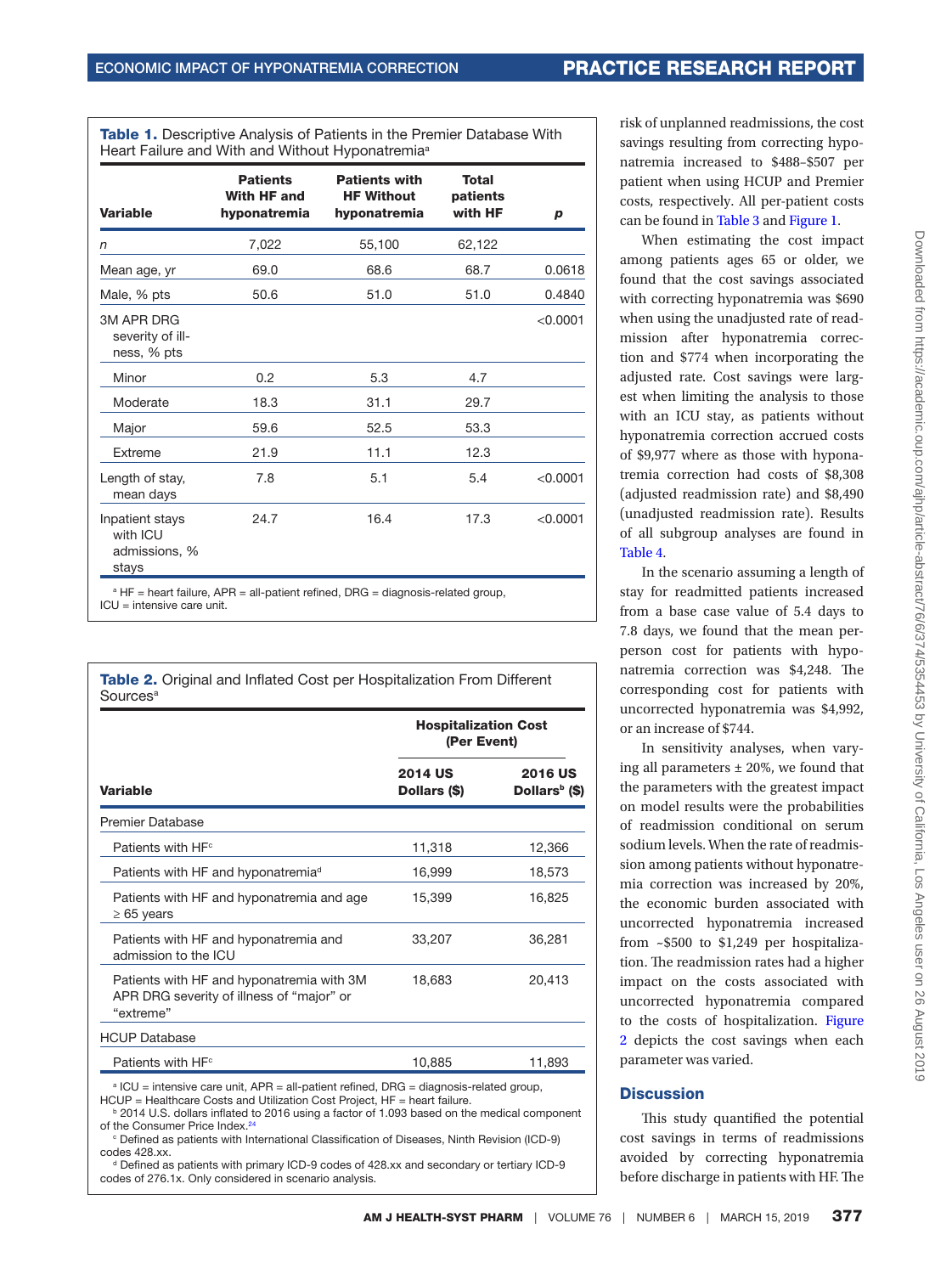**Table 1.** Descriptive Analysis of Patients in the Premier Database With Heart Failure and With and Without Hyponatremia[a]

| Variable | Patients With HF and hyponatremia | Patients with HF Without hyponatremia | Total patients with HF | p |
|---|---|---|---|---|
| n | 7,022 | 55,100 | 62,122 | |
| Mean age, yr | 69.0 | 68.6 | 68.7 | 0.0618 |
| Male, % pts | 50.6 | 51.0 | 51.0 | 0.4840 |
| 3M APR DRG severity of illness, % pts | | | | <0.0001 |
| Minor | 0.2 | 5.3 | 4.7 | |
| Moderate | 18.3 | 31.1 | 29.7 | |
| Major | 59.6 | 52.5 | 53.3 | |
| Extreme | 21.9 | 11.1 | 12.3 | |
| Length of stay, mean days | 7.8 | 5.1 | 5.4 | <0.0001 |
| Inpatient stays with ICU admissions, % stays | 24.7 | 16.4 | 17.3 | <0.0001 |

[a] HF = heart failure, APR = all-patient refined, DRG = diagnosis-related group, ICU = intensive care unit.

**Table 2.** Original and Inflated Cost per Hospitalization From Different Sources[a]

| Variable | Hospitalization Cost (Per Event) | |
|---|---|---|
| | 2014 US Dollars ($) | 2016 US Dollars[b] ($) |
| Premier Database | | |
| Patients with HF[c] | 11,318 | 12,366 |
| Patients with HF and hyponatremia[d] | 16,999 | 18,573 |
| Patients with HF and hyponatremia and age ≥ 65 years | 15,399 | 16,825 |
| Patients with HF and hyponatremia and admission to the ICU | 33,207 | 36,281 |
| Patients with HF and hyponatremia with 3M APR DRG severity of illness of "major" or "extreme" | 18,683 | 20,413 |
| HCUP Database | | |
| Patients with HF[c] | 10,885 | 11,893 |

[a] ICU = intensive care unit, APR = all-patient refined, DRG = diagnosis-related group, HCUP = Healthcare Costs and Utilization Cost Project, HF = heart failure.
[b] 2014 U.S. dollars inflated to 2016 using a factor of 1.093 based on the medical component of the Consumer Price Index.[24]
[c] Defined as patients with International Classification of Diseases, Ninth Revision (ICD-9) codes 428.xx.
[d] Defined as patients with primary ICD-9 codes of 428.xx and secondary or tertiary ICD-9 codes of 276.1x. Only considered in scenario analysis.

risk of unplanned readmissions, the cost savings resulting from correcting hyponatremia increased to $488–$507 per patient when using HCUP and Premier costs, respectively. All per-patient costs can be found in Table 3 and Figure 1.

When estimating the cost impact among patients ages 65 or older, we found that the cost savings associated with correcting hyponatremia was $690 when using the unadjusted rate of readmission after hyponatremia correction and $774 when incorporating the adjusted rate. Cost savings were largest when limiting the analysis to those with an ICU stay, as patients without hyponatremia correction accrued costs of $9,977 where as those with hyponatremia correction had costs of $8,308 (adjusted readmission rate) and $8,490 (unadjusted readmission rate). Results of all subgroup analyses are found in Table 4.

In the scenario assuming a length of stay for readmitted patients increased from a base case value of 5.4 days to 7.8 days, we found that the mean per-person cost for patients with hyponatremia correction was $4,248. The corresponding cost for patients with uncorrected hyponatremia was $4,992, or an increase of $744.

In sensitivity analyses, when varying all parameters ± 20%, we found that the parameters with the greatest impact on model results were the probabilities of readmission conditional on serum sodium levels. When the rate of readmission among patients without hyponatremia correction was increased by 20%, the economic burden associated with uncorrected hyponatremia increased from ~$500 to $1,249 per hospitalization. The readmission rates had a higher impact on the costs associated with uncorrected hyponatremia compared to the costs of hospitalization. Figure 2 depicts the cost savings when each parameter was varied.

## Discussion

This study quantified the potential cost savings in terms of readmissions avoided by correcting hyponatremia before discharge in patients with HF. The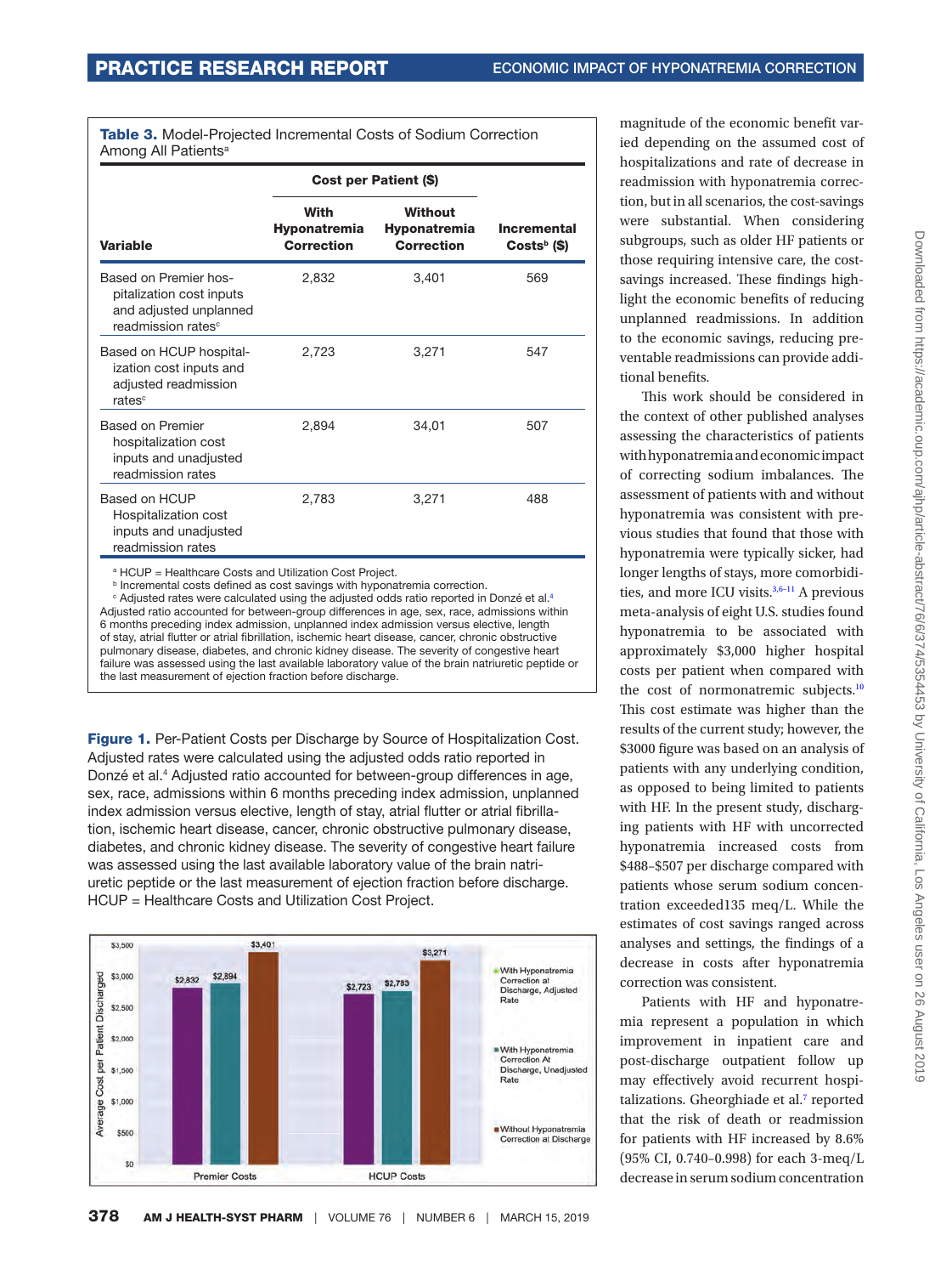**Table 3.** Model-Projected Incremental Costs of Sodium Correction Among All Patients[a]

| Variable | Cost per Patient ($) | | |
|---|---|---|---|
| | With Hyponatremia Correction | Without Hyponatremia Correction | Incremental Costs[b] ($) |
| Based on Premier hospitalization cost inputs and adjusted unplanned readmission rates[c] | 2,832 | 3,401 | 569 |
| Based on HCUP hospitalization cost inputs and adjusted readmission rates[c] | 2,723 | 3,271 | 547 |
| Based on Premier hospitalization cost inputs and unadjusted readmission rates | 2,894 | 34,01 | 507 |
| Based on HCUP Hospitalization cost inputs and unadjusted readmission rates | 2,783 | 3,271 | 488 |

[a] HCUP = Healthcare Costs and Utilization Cost Project.
[b] Incremental costs defined as cost savings with hyponatremia correction.
[c] Adjusted rates were calculated using the adjusted odds ratio reported in Donzé et al.[4] Adjusted ratio accounted for between-group differences in age, sex, race, admissions within 6 months preceding index admission, unplanned index admission versus elective, length of stay, atrial flutter or atrial fibrillation, ischemic heart disease, cancer, chronic obstructive pulmonary disease, diabetes, and chronic kidney disease. The severity of congestive heart failure was assessed using the last available laboratory value of the brain natriuretic peptide or the last measurement of ejection fraction before discharge.

**Figure 1.** Per-Patient Costs per Discharge by Source of Hospitalization Cost. Adjusted rates were calculated using the adjusted odds ratio reported in Donzé et al.[4] Adjusted ratio accounted for between-group differences in age, sex, race, admissions within 6 months preceding index admission, unplanned index admission versus elective, length of stay, atrial flutter or atrial fibrillation, ischemic heart disease, cancer, chronic obstructive pulmonary disease, diabetes, and chronic kidney disease. The severity of congestive heart failure was assessed using the last available laboratory value of the brain natriuretic peptide or the last measurement of ejection fraction before discharge. HCUP = Healthcare Costs and Utilization Cost Project.

magnitude of the economic benefit varied depending on the assumed cost of hospitalizations and rate of decrease in readmission with hyponatremia correction, but in all scenarios, the cost-savings were substantial. When considering subgroups, such as older HF patients or those requiring intensive care, the cost-savings increased. These findings highlight the economic benefits of reducing unplanned readmissions. In addition to the economic savings, reducing preventable readmissions can provide additional benefits.

This work should be considered in the context of other published analyses assessing the characteristics of patients with hyponatremia and economic impact of correcting sodium imbalances. The assessment of patients with and without hyponatremia was consistent with previous studies that found that those with hyponatremia were typically sicker, had longer lengths of stays, more comorbidities, and more ICU visits.[3,6-11] A previous meta-analysis of eight U.S. studies found hyponatremia to be associated with approximately $3,000 higher hospital costs per patient when compared with the cost of normonatremic subjects.[10] This cost estimate was higher than the results of the current study; however, the $3000 figure was based on an analysis of patients with any underlying condition, as opposed to being limited to patients with HF. In the present study, discharging patients with HF with uncorrected hyponatremia increased costs from $488–$507 per discharge compared with patients whose serum sodium concentration exceeded135 meq/L. While the estimates of cost savings ranged across analyses and settings, the findings of a decrease in costs after hyponatremia correction was consistent.

Patients with HF and hyponatremia represent a population in which improvement in inpatient care and post-discharge outpatient follow up may effectively avoid recurrent hospitalizations. Gheorghiade et al.[7] reported that the risk of death or readmission for patients with HF increased by 8.6% (95% CI, 0.740–0.998) for each 3-meq/L decrease in serum sodium concentration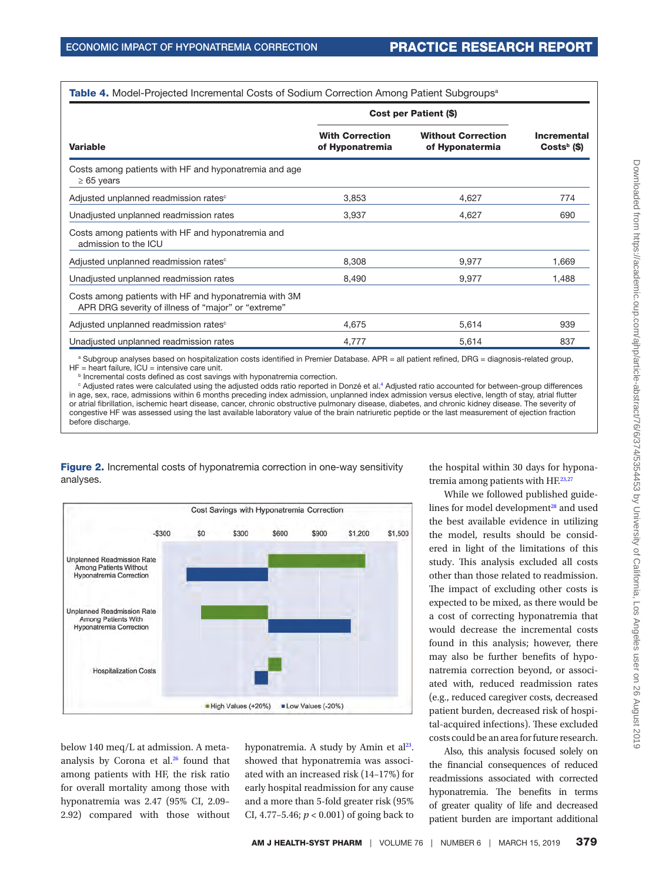**Table 4.** Model-Projected Incremental Costs of Sodium Correction Among Patient Subgroups[a]

| Variable | Cost per Patient ($) | | Incremental Costs[b] ($) |
|---|---|---|---|
| | With Correction of Hyponatremia | Without Correction of Hyponatermia | |
| Costs among patients with HF and hyponatremia and age ≥ 65 years | | | |
| Adjusted unplanned readmission rates[c] | 3,853 | 4,627 | 774 |
| Unadjusted unplanned readmission rates | 3,937 | 4,627 | 690 |
| Costs among patients with HF and hyponatremia and admission to the ICU | | | |
| Adjusted unplanned readmission rates[c] | 8,308 | 9,977 | 1,669 |
| Unadjusted unplanned readmission rates | 8,490 | 9,977 | 1,488 |
| Costs among patients with HF and hyponatremia with 3M APR DRG severity of illness of "major" or "extreme" | | | |
| Adjusted unplanned readmission rates[c] | 4,675 | 5,614 | 939 |
| Unadjusted unplanned readmission rates | 4,777 | 5,614 | 837 |

[a] Subgroup analyses based on hospitalization costs identified in Premier Database. APR = all patient refined, DRG = diagnosis-related group, HF = heart failure, ICU = intensive care unit.
[b] Incremental costs defined as cost savings with hyponatremia correction.
[c] Adjusted rates were calculated using the adjusted odds ratio reported in Donzé et al.[4] Adjusted ratio accounted for between-group differences in age, sex, race, admissions within 6 months preceding index admission, unplanned index admission versus elective, length of stay, atrial flutter or atrial fibrillation, ischemic heart disease, cancer, chronic obstructive pulmonary disease, diabetes, and chronic kidney disease. The severity of congestive HF was assessed using the last available laboratory value of the brain natriuretic peptide or the last measurement of ejection fraction before discharge.

**Figure 2.** Incremental costs of hyponatremia correction in one-way sensitivity analyses.

below 140 meq/L at admission. A meta-analysis by Corona et al.[26] found that among patients with HF, the risk ratio for overall mortality among those with hyponatremia was 2.47 (95% CI, 2.09–2.92) compared with those without hyponatremia. A study by Amin et al[23]. showed that hyponatremia was associated with an increased risk (14–17%) for early hospital readmission for any cause and a more than 5-fold greater risk (95% CI, 4.77–5.46; $p < 0.001$) of going back to the hospital within 30 days for hyponatremia among patients with HF.[23,27]

While we followed published guidelines for model development[28] and used the best available evidence in utilizing the model, results should be considered in light of the limitations of this study. This analysis excluded all costs other than those related to readmission. The impact of excluding other costs is expected to be mixed, as there would be a cost of correcting hyponatremia that would decrease the incremental costs found in this analysis; however, there may also be further benefits of hyponatremia correction beyond, or associated with, reduced readmission rates (e.g., reduced caregiver costs, decreased patient burden, decreased risk of hospital-acquired infections). These excluded costs could be an area for future research.

Also, this analysis focused solely on the financial consequences of reduced readmissions associated with corrected hyponatremia. The benefits in terms of greater quality of life and decreased patient burden are important additional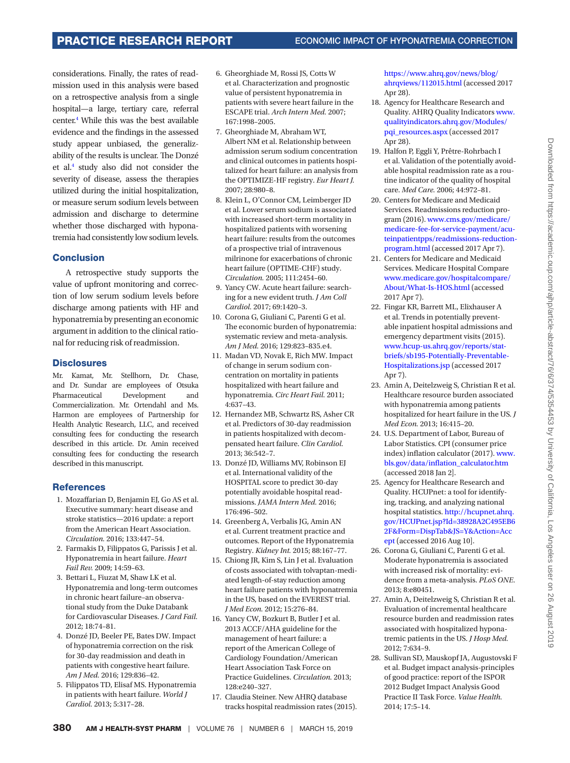considerations. Finally, the rates of readmission used in this analysis were based on a retrospective analysis from a single hospital—a large, tertiary care, referral center.[4] While this was the best available evidence and the findings in the assessed study appear unbiased, the generalizability of the results is unclear. The Donzé et al.[4] study also did not consider the severity of disease, assess the therapies utilized during the initial hospitalization, or measure serum sodium levels between admission and discharge to determine whether those discharged with hyponatremia had consistently low sodium levels.

## Conclusion

A retrospective study supports the value of upfront monitoring and correction of low serum sodium levels before discharge among patients with HF and hyponatremia by presenting an economic argument in addition to the clinical rationale for reducing risk of readmission.

## Disclosures

Mr. Kamat, Mr. Stellhorn, Dr. Chase, and Dr. Sundar are employees of Otsuka Pharmaceutical Development and Commercialization. Mr. Ortendahl and Ms. Harmon are employees of Partnership for Health Analytic Research, LLC, and received consulting fees for conducting the research described in this article. Dr. Amin received consulting fees for conducting the research described in this manuscript.

## References

1. Mozaffarian D, Benjamin EJ, Go AS et al. Executive summary: heart disease and stroke statistics—2016 update: a report from the American Heart Association. *Circulation.* 2016; 133:447–54.
2. Farmakis D, Filippatos G, Parissis J et al. Hyponatremia in heart failure. *Heart Fail Rev.* 2009; 14:59–63.
3. Bettari L, Fiuzat M, Shaw LK et al. Hyponatremia and long-term outcomes in chronic heart failure–an observational study from the Duke Databank for Cardiovascular Diseases. *J Card Fail.* 2012; 18:74–81.
4. Donzé JD, Beeler PE, Bates DW. Impact of hyponatremia correction on the risk for 30-day readmission and death in patients with congestive heart failure. *Am J Med.* 2016; 129:836–42.
5. Filippatos TD, Elisaf MS. Hyponatremia in patients with heart failure. *World J Cardiol.* 2013; 5:317–28.
6. Gheorghiade M, Rossi JS, Cotts W et al. Characterization and prognostic value of persistent hyponatremia in patients with severe heart failure in the ESCAPE trial. *Arch Intern Med.* 2007; 167:1998–2005.
7. Gheorghiade M, Abraham WT, Albert NM et al. Relationship between admission serum sodium concentration and clinical outcomes in patients hospitalized for heart failure: an analysis from the OPTIMIZE-HF registry. *Eur Heart J.* 2007; 28:980–8.
8. Klein L, O'Connor CM, Leimberger JD et al. Lower serum sodium is associated with increased short-term mortality in hospitalized patients with worsening heart failure: results from the outcomes of a prospective trial of intravenous milrinone for exacerbations of chronic heart failure (OPTIME-CHF) study. *Circulation.* 2005; 111:2454–60.
9. Yancy CW. Acute heart failure: searching for a new evident truth. *J Am Coll Cardiol.* 2017; 69:1420–3.
10. Corona G, Giuliani C, Parenti G et al. The economic burden of hyponatremia: systematic review and meta-analysis. *Am J Med.* 2016; 129:823–835.e4.
11. Madan VD, Novak E, Rich MW. Impact of change in serum sodium concentration on mortality in patients hospitalized with heart failure and hyponatremia. *Circ Heart Fail.* 2011; 4:637–43.
12. Hernandez MB, Schwartz RS, Asher CR et al. Predictors of 30-day readmission in patients hospitalized with decompensated heart failure. *Clin Cardiol.* 2013; 36:542–7.
13. Donzé JD, Williams MV, Robinson EJ et al. International validity of the HOSPITAL score to predict 30-day potentially avoidable hospital readmissions. *JAMA Intern Med.* 2016; 176:496–502.
14. Greenberg A, Verbalis JG, Amin AN et al. Current treatment practice and outcomes. Report of the Hyponatremia Registry. *Kidney Int.* 2015; 88:167–77.
15. Chiong JR, Kim S, Lin J et al. Evaluation of costs associated with tolvaptan-mediated length-of-stay reduction among heart failure patients with hyponatremia in the US, based on the EVEREST trial. *J Med Econ.* 2012; 15:276–84.
16. Yancy CW, Bozkurt B, Butler J et al. 2013 ACCF/AHA guideline for the management of heart failure: a report of the American College of Cardiology Foundation/American Heart Association Task Force on Practice Guidelines. *Circulation.* 2013; 128:e240–327.
17. Claudia Steiner. New AHRQ database tracks hospital readmission rates (2015). https://www.ahrq.gov/news/blog/ahrqviews/112015.html (accessed 2017 Apr 28).
18. Agency for Healthcare Research and Quality. AHRQ Quality Indicators www.qualityindicators.ahrq.gov/Modules/pqi_resources.aspx (accessed 2017 Apr 28).
19. Halfon P, Eggli Y, Prêtre-Rohrbach I et al. Validation of the potentially avoidable hospital readmission rate as a routine indicator of the quality of hospital care. *Med Care.* 2006; 44:972–81.
20. Centers for Medicare and Medicaid Services. Readmissions reduction program (2016). www.cms.gov/medicare/medicare-fee-for-service-payment/acuteinpatientpps/readmissions-reduction-program.html (accessed 2017 Apr 7).
21. Centers for Medicare and Medicaid Services. Medicare Hospital Compare www.medicare.gov/hospitalcompare/About/What-Is-HOS.html (accessed 2017 Apr 7).
22. Fingar KR, Barrett ML, Elixhauser A et al. Trends in potentially preventable inpatient hospital admissions and emergency department visits (2015). www.hcup-us.ahrq.gov/reports/statbriefs/sb195-Potentially-Preventable-Hospitalizations.jsp (accessed 2017 Apr 7).
23. Amin A, Deitelzweig S, Christian R et al. Healthcare resource burden associated with hyponatremia among patients hospitalized for heart failure in the US. *J Med Econ.* 2013; 16:415–20.
24. U.S. Department of Labor, Bureau of Labor Statistics. CPI (consumer price index) inflation calculator (2017). www.bls.gov/data/inflation_calculator.htm (accessed 2018 Jan 2].
25. Agency for Healthcare Research and Quality. HCUPnet: a tool for identifying, tracking, and analyzing national hospital statistics. http://hcupnet.ahrq.gov/HCUPnet.jsp?Id=38928A2C495EB62F&Form=DispTab&JS=Y&Action=Accept (accessed 2016 Aug 10].
26. Corona G, Giuliani C, Parenti G et al. Moderate hyponatremia is associated with increased risk of mortality: evidence from a meta-analysis. *PLoS ONE.* 2013; 8:e80451.
27. Amin A, Deitelzweig S, Christian R et al. Evaluation of incremental healthcare resource burden and readmission rates associated with hospitalized hyponatremic patients in the US. *J Hosp Med.* 2012; 7:634–9.
28. Sullivan SD, Mauskopf JA, Augustovski F et al. Budget impact analysis-principles of good practice: report of the ISPOR 2012 Budget Impact Analysis Good Practice II Task Force. *Value Health.* 2014; 17:5–14.